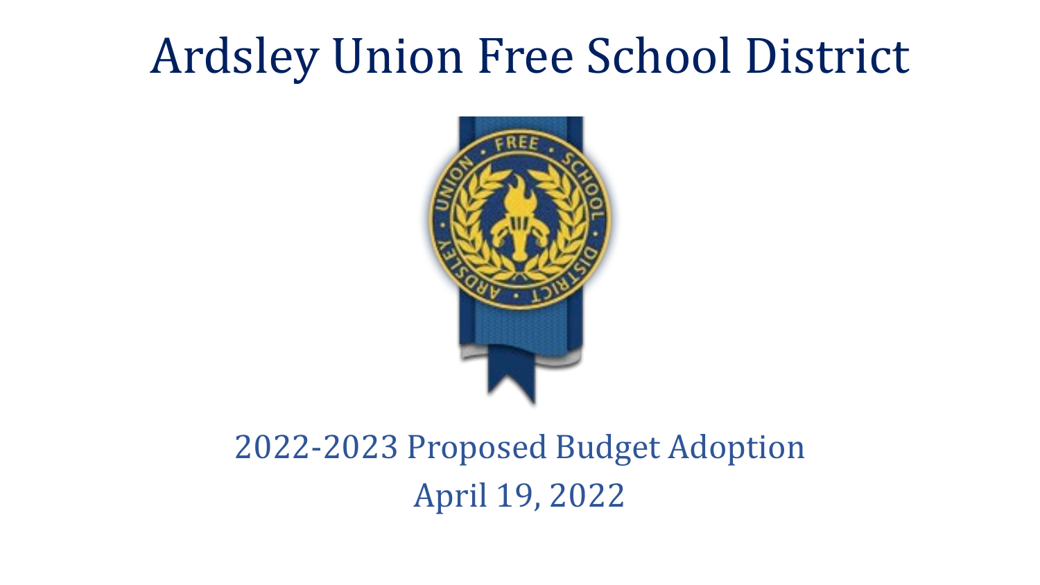# Ardsley Union Free School District

2022-2023 Proposed Budget Adoption

April 19, 2022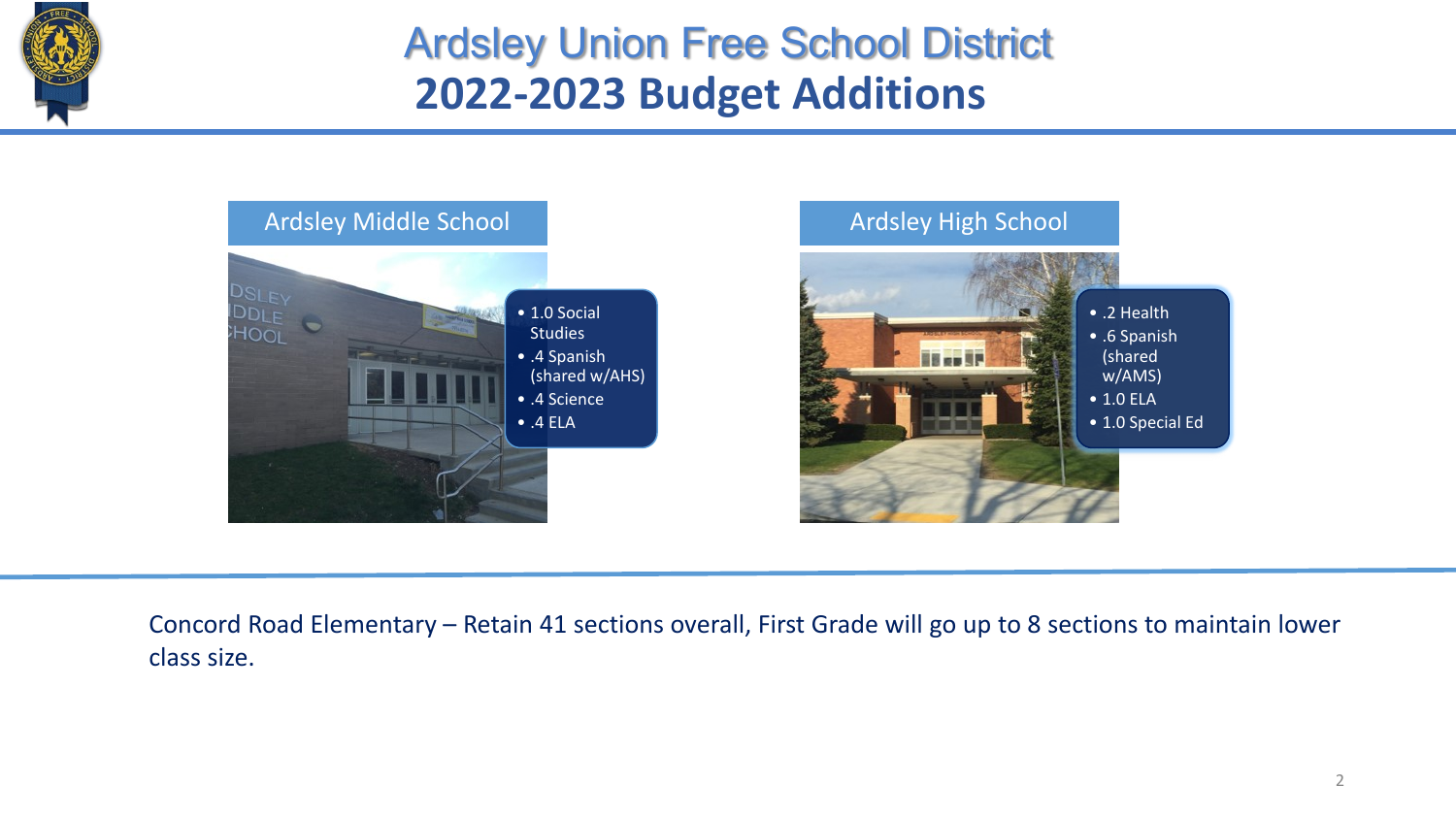# Ardsley Union Free School District

## 2022-2023 Budget Additions

### Ardsley Middle School

- 1.0 Social Studies
- .4 Spanish (shared w/AHS)
- .4 Science
- .4 ELA

### Ardsley High School

- .2 Health
- .6 Spanish (shared w/AMS)
- 1.0 ELA
- 1.0 Special Ed

Concord Road Elementary – Retain 41 sections overall, First Grade will go up to 8 sections to maintain lower class size.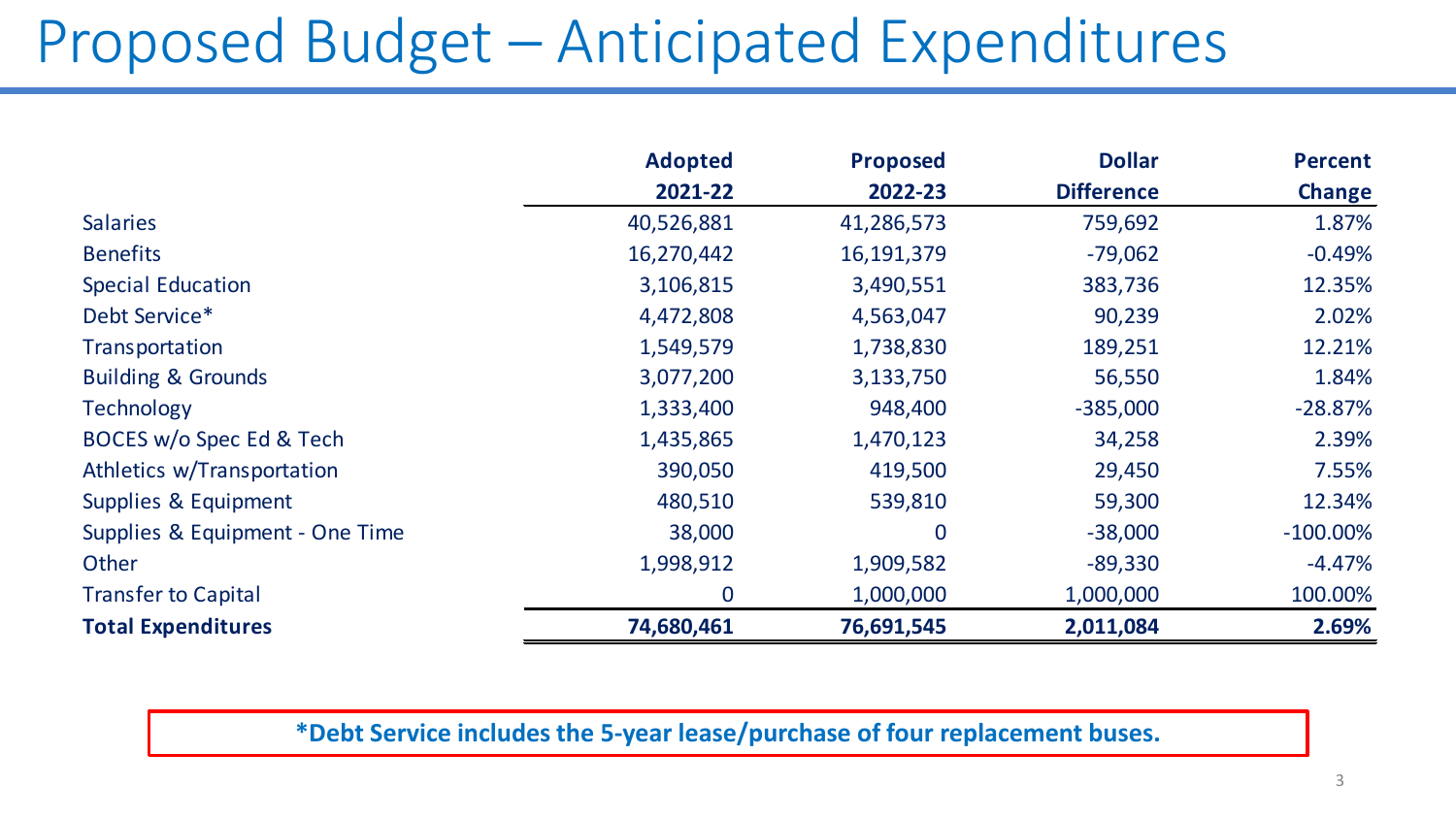# Proposed Budget – Anticipated Expenditures

| | Adopted 2021-22 | Proposed 2022-23 | Dollar Difference | Percent Change |
|---|---|---|---|---|
| Salaries | 40,526,881 | 41,286,573 | 759,692 | 1.87% |
| Benefits | 16,270,442 | 16,191,379 | -79,062 | -0.49% |
| Special Education | 3,106,815 | 3,490,551 | 383,736 | 12.35% |
| Debt Service* | 4,472,808 | 4,563,047 | 90,239 | 2.02% |
| Transportation | 1,549,579 | 1,738,830 | 189,251 | 12.21% |
| Building & Grounds | 3,077,200 | 3,133,750 | 56,550 | 1.84% |
| Technology | 1,333,400 | 948,400 | -385,000 | -28.87% |
| BOCES w/o Spec Ed & Tech | 1,435,865 | 1,470,123 | 34,258 | 2.39% |
| Athletics w/Transportation | 390,050 | 419,500 | 29,450 | 7.55% |
| Supplies & Equipment | 480,510 | 539,810 | 59,300 | 12.34% |
| Supplies & Equipment - One Time | 38,000 | 0 | -38,000 | -100.00% |
| Other | 1,998,912 | 1,909,582 | -89,330 | -4.47% |
| Transfer to Capital | 0 | 1,000,000 | 1,000,000 | 100.00% |
| **Total Expenditures** | **74,680,461** | **76,691,545** | **2,011,084** | **2.69%** |

**\*Debt Service includes the 5-year lease/purchase of four replacement buses.**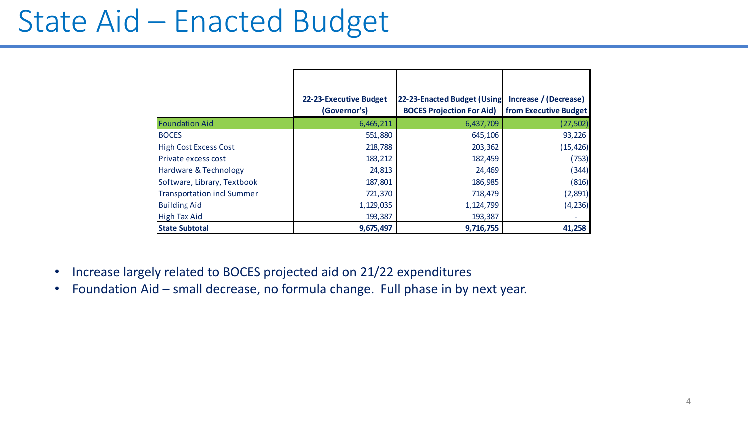# State Aid – Enacted Budget

| | 22-23-Executive Budget (Governor's) | 22-23-Enacted Budget (Using BOCES Projection For Aid) | Increase / (Decrease) from Executive Budget |
|---|---|---|---|
| Foundation Aid | 6,465,211 | 6,437,709 | (27,502) |
| BOCES | 551,880 | 645,106 | 93,226 |
| High Cost Excess Cost | 218,788 | 203,362 | (15,426) |
| Private excess cost | 183,212 | 182,459 | (753) |
| Hardware & Technology | 24,813 | 24,469 | (344) |
| Software, Library, Textbook | 187,801 | 186,985 | (816) |
| Transportation incl Summer | 721,370 | 718,479 | (2,891) |
| Building Aid | 1,129,035 | 1,124,799 | (4,236) |
| High Tax Aid | 193,387 | 193,387 | - |
| **State Subtotal** | **9,675,497** | **9,716,755** | **41,258** |

- Increase largely related to BOCES projected aid on 21/22 expenditures
- Foundation Aid – small decrease, no formula change. Full phase in by next year.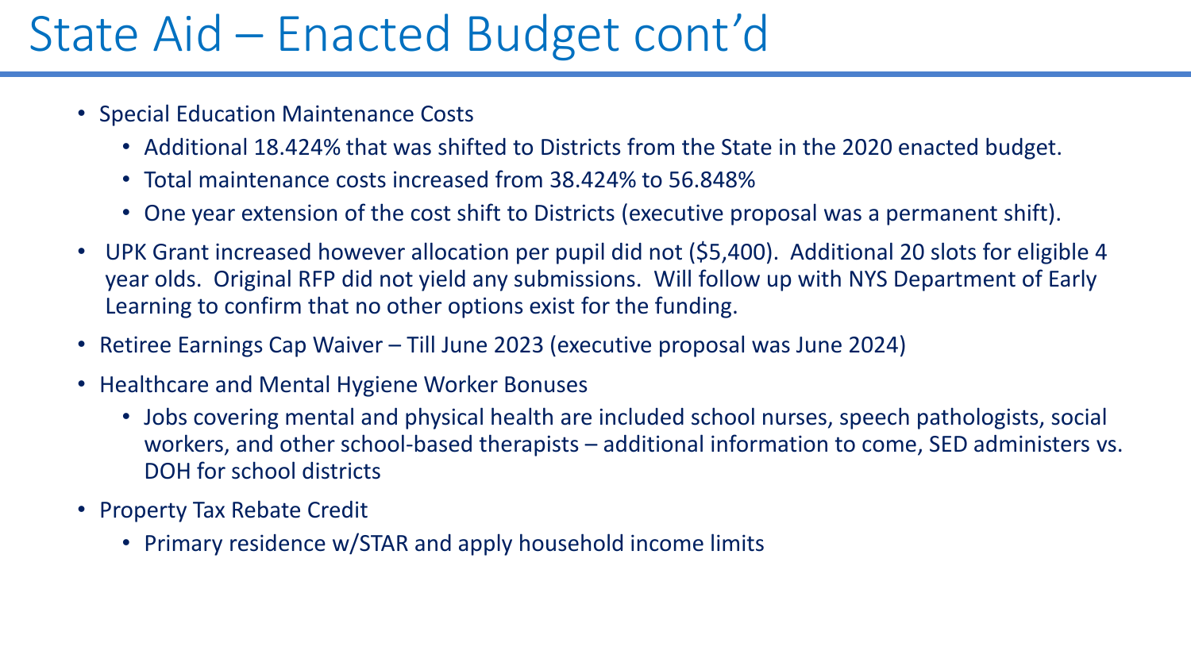# State Aid – Enacted Budget cont'd

- Special Education Maintenance Costs
  - Additional 18.424% that was shifted to Districts from the State in the 2020 enacted budget.
  - Total maintenance costs increased from 38.424% to 56.848%
  - One year extension of the cost shift to Districts (executive proposal was a permanent shift).
- UPK Grant increased however allocation per pupil did not ($5,400). Additional 20 slots for eligible 4 year olds. Original RFP did not yield any submissions. Will follow up with NYS Department of Early Learning to confirm that no other options exist for the funding.
- Retiree Earnings Cap Waiver – Till June 2023 (executive proposal was June 2024)
- Healthcare and Mental Hygiene Worker Bonuses
  - Jobs covering mental and physical health are included school nurses, speech pathologists, social workers, and other school-based therapists – additional information to come, SED administers vs. DOH for school districts
- Property Tax Rebate Credit
  - Primary residence w/STAR and apply household income limits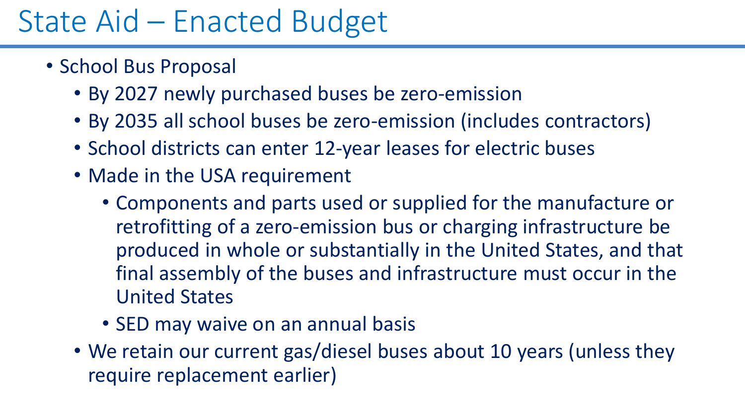# State Aid – Enacted Budget

- School Bus Proposal
  - By 2027 newly purchased buses be zero-emission
  - By 2035 all school buses be zero-emission (includes contractors)
  - School districts can enter 12-year leases for electric buses
  - Made in the USA requirement
    - Components and parts used or supplied for the manufacture or retrofitting of a zero-emission bus or charging infrastructure be produced in whole or substantially in the United States, and that final assembly of the buses and infrastructure must occur in the United States
    - SED may waive on an annual basis
  - We retain our current gas/diesel buses about 10 years (unless they require replacement earlier)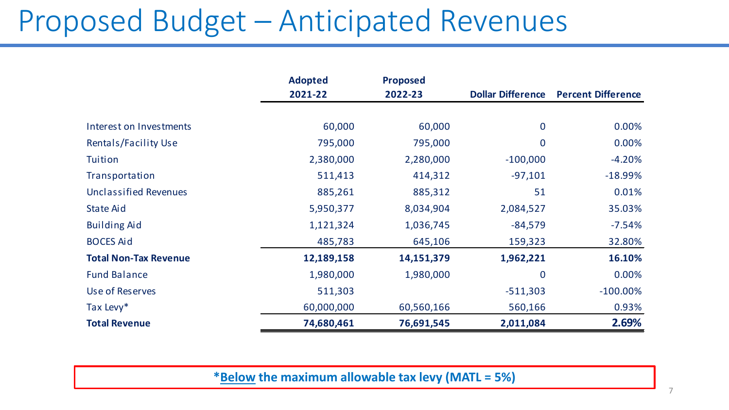# Proposed Budget – Anticipated Revenues

| | Adopted 2021-22 | Proposed 2022-23 | Dollar Difference | Percent Difference |
|---|---|---|---|---|
| Interest on Investments | 60,000 | 60,000 | 0 | 0.00% |
| Rentals/Facility Use | 795,000 | 795,000 | 0 | 0.00% |
| Tuition | 2,380,000 | 2,280,000 | -100,000 | -4.20% |
| Transportation | 511,413 | 414,312 | -97,101 | -18.99% |
| Unclassified Revenues | 885,261 | 885,312 | 51 | 0.01% |
| State Aid | 5,950,377 | 8,034,904 | 2,084,527 | 35.03% |
| Building Aid | 1,121,324 | 1,036,745 | -84,579 | -7.54% |
| BOCES Aid | 485,783 | 645,106 | 159,323 | 32.80% |
| **Total Non-Tax Revenue** | **12,189,158** | **14,151,379** | **1,962,221** | **16.10%** |
| Fund Balance | 1,980,000 | 1,980,000 | 0 | 0.00% |
| Use of Reserves | 511,303 | | -511,303 | -100.00% |
| Tax Levy* | 60,000,000 | 60,560,166 | 560,166 | 0.93% |
| **Total Revenue** | **74,680,461** | **76,691,545** | **2,011,084** | **2.69%** |

***Below the maximum allowable tax levy (MATL = 5%)**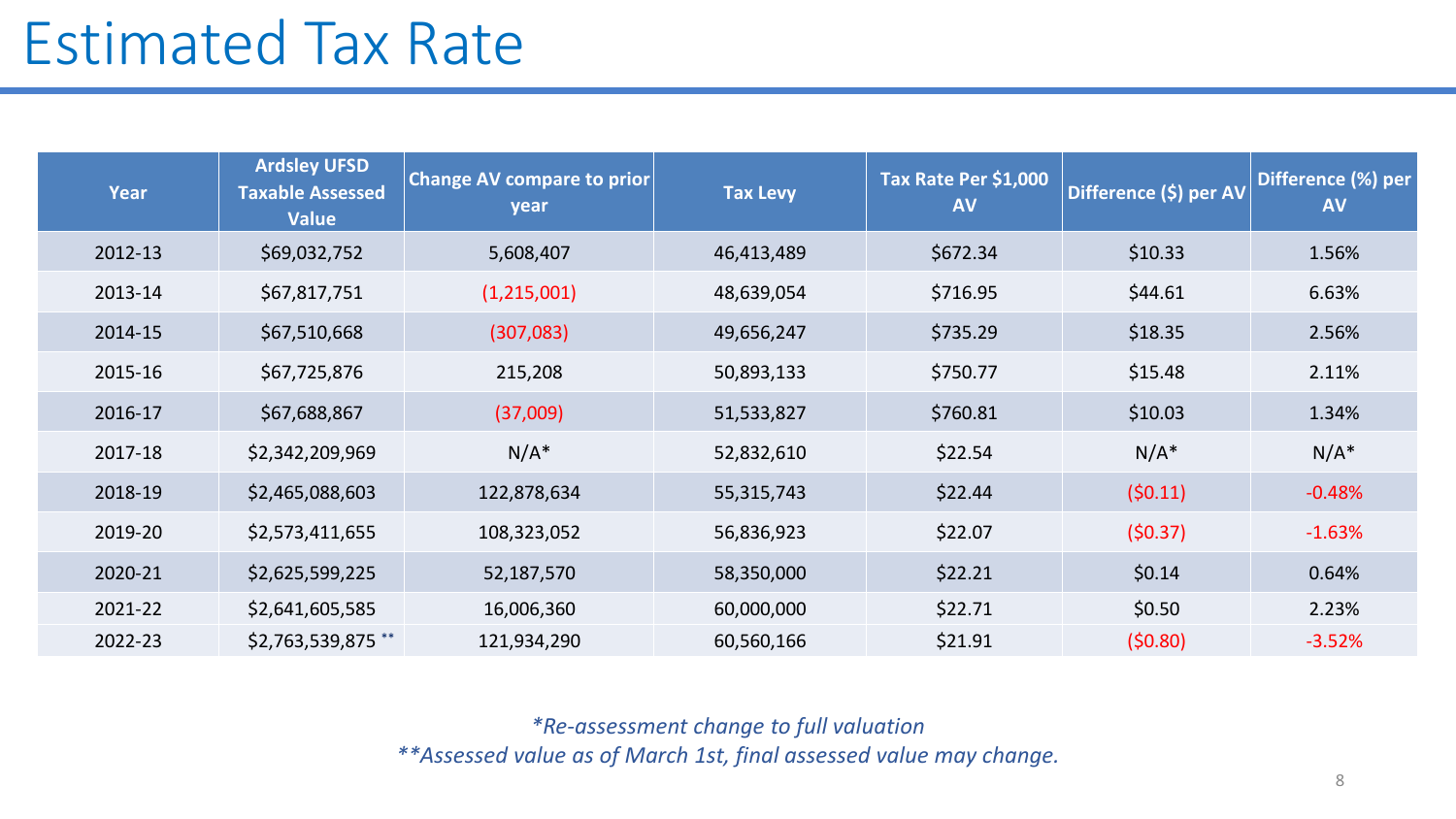# Estimated Tax Rate

| Year | Ardsley UFSD Taxable Assessed Value | Change AV compare to prior year | Tax Levy | Tax Rate Per $1,000 AV | Difference ($) per AV | Difference (%) per AV |
|---|---|---|---|---|---|---|
| 2012-13 | $69,032,752 | 5,608,407 | 46,413,489 | $672.34 | $10.33 | 1.56% |
| 2013-14 | $67,817,751 | (1,215,001) | 48,639,054 | $716.95 | $44.61 | 6.63% |
| 2014-15 | $67,510,668 | (307,083) | 49,656,247 | $735.29 | $18.35 | 2.56% |
| 2015-16 | $67,725,876 | 215,208 | 50,893,133 | $750.77 | $15.48 | 2.11% |
| 2016-17 | $67,688,867 | (37,009) | 51,533,827 | $760.81 | $10.03 | 1.34% |
| 2017-18 | $2,342,209,969 | N/A* | 52,832,610 | $22.54 | N/A* | N/A* |
| 2018-19 | $2,465,088,603 | 122,878,634 | 55,315,743 | $22.44 | ($0.11) | -0.48% |
| 2019-20 | $2,573,411,655 | 108,323,052 | 56,836,923 | $22.07 | ($0.37) | -1.63% |
| 2020-21 | $2,625,599,225 | 52,187,570 | 58,350,000 | $22.21 | $0.14 | 0.64% |
| 2021-22 | $2,641,605,585 | 16,006,360 | 60,000,000 | $22.71 | $0.50 | 2.23% |
| 2022-23 | $2,763,539,875 ** | 121,934,290 | 60,560,166 | $21.91 | ($0.80) | -3.52% |

*\*Re-assessment change to full valuation*

*\*\*Assessed value as of March 1st, final assessed value may change.*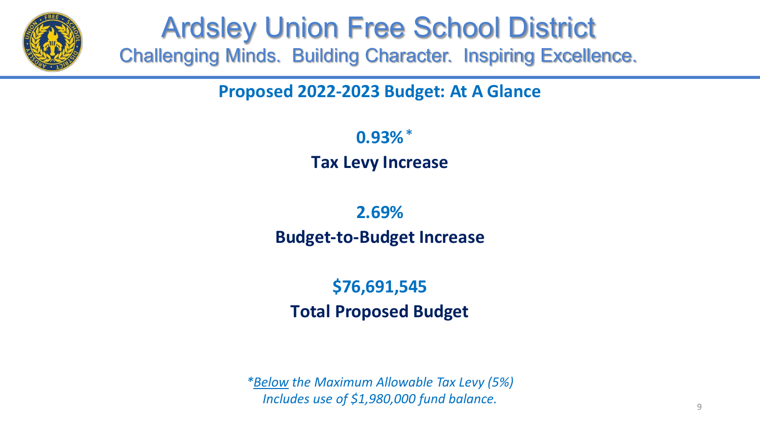# Ardsley Union Free School District

Challenging Minds. Building Character. Inspiring Excellence.

## Proposed 2022-2023 Budget: At A Glance

**0.93%***

**Tax Levy Increase**

**2.69%**

**Budget-to-Budget Increase**

**$76,691,545**

**Total Proposed Budget**

**Below** the Maximum Allowable Tax Levy (5%)*
*Includes use of $1,980,000 fund balance.*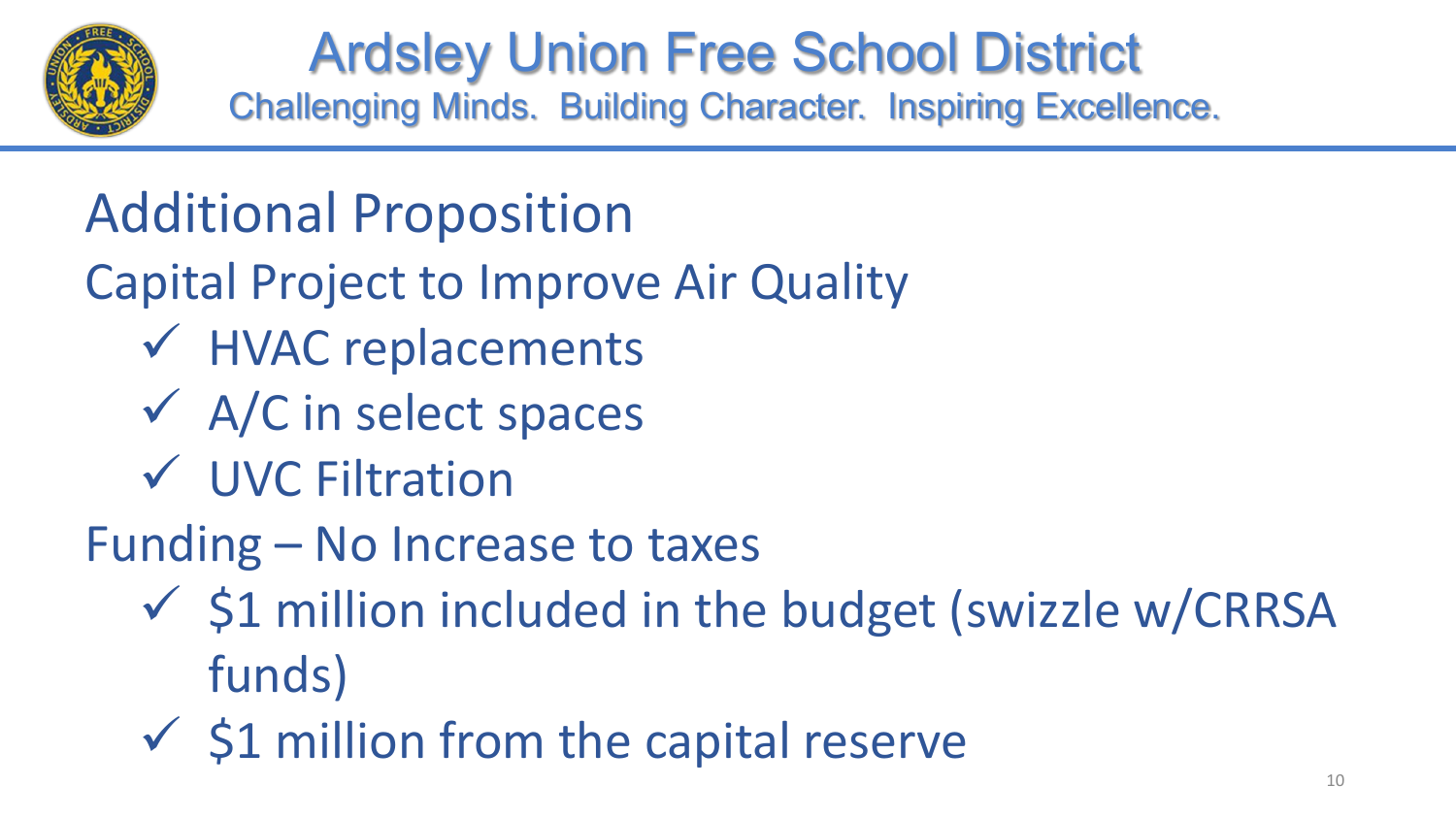# Ardsley Union Free School District

Challenging Minds. Building Character. Inspiring Excellence.

## Additional Proposition

Capital Project to Improve Air Quality

- ✓ HVAC replacements
- ✓ A/C in select spaces
- ✓ UVC Filtration

Funding – No Increase to taxes

- ✓ $1 million included in the budget (swizzle w/CRRSA funds)
- ✓ $1 million from the capital reserve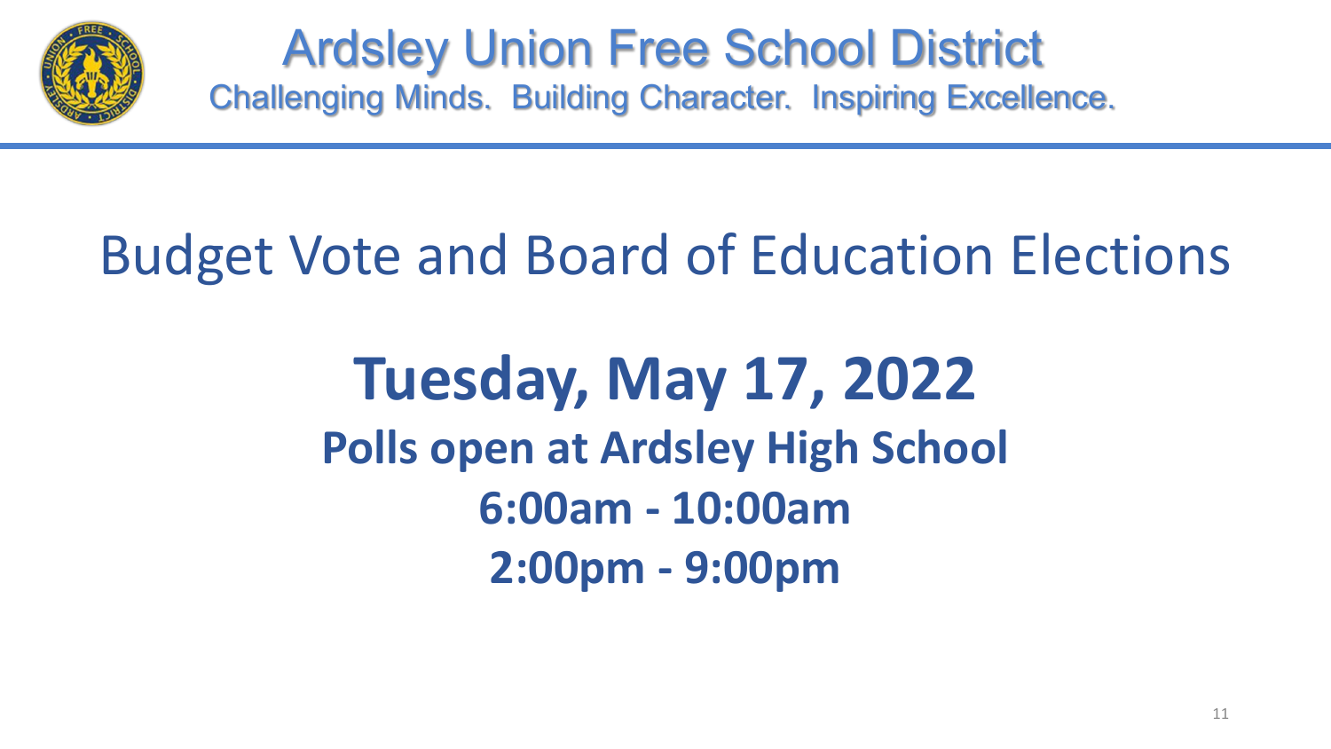# Ardsley Union Free School District

Challenging Minds. Building Character. Inspiring Excellence.

## Budget Vote and Board of Education Elections

**Tuesday, May 17, 2022**

**Polls open at Ardsley High School**

**6:00am - 10:00am**

**2:00pm - 9:00pm**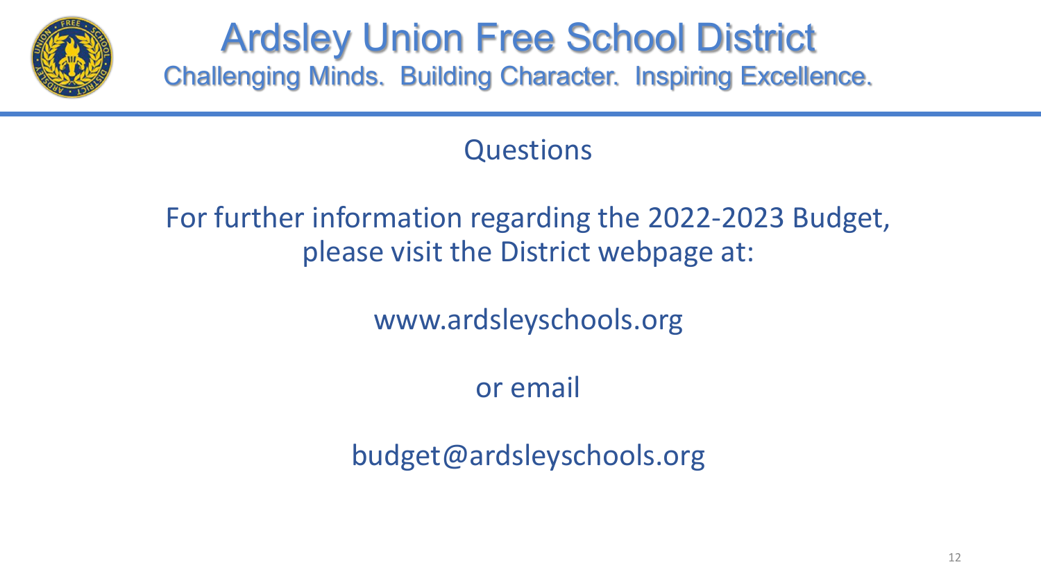# Ardsley Union Free School District

Challenging Minds. Building Character. Inspiring Excellence.

## Questions

For further information regarding the 2022-2023 Budget, please visit the District webpage at:

www.ardsleyschools.org

or email

budget@ardsleyschools.org